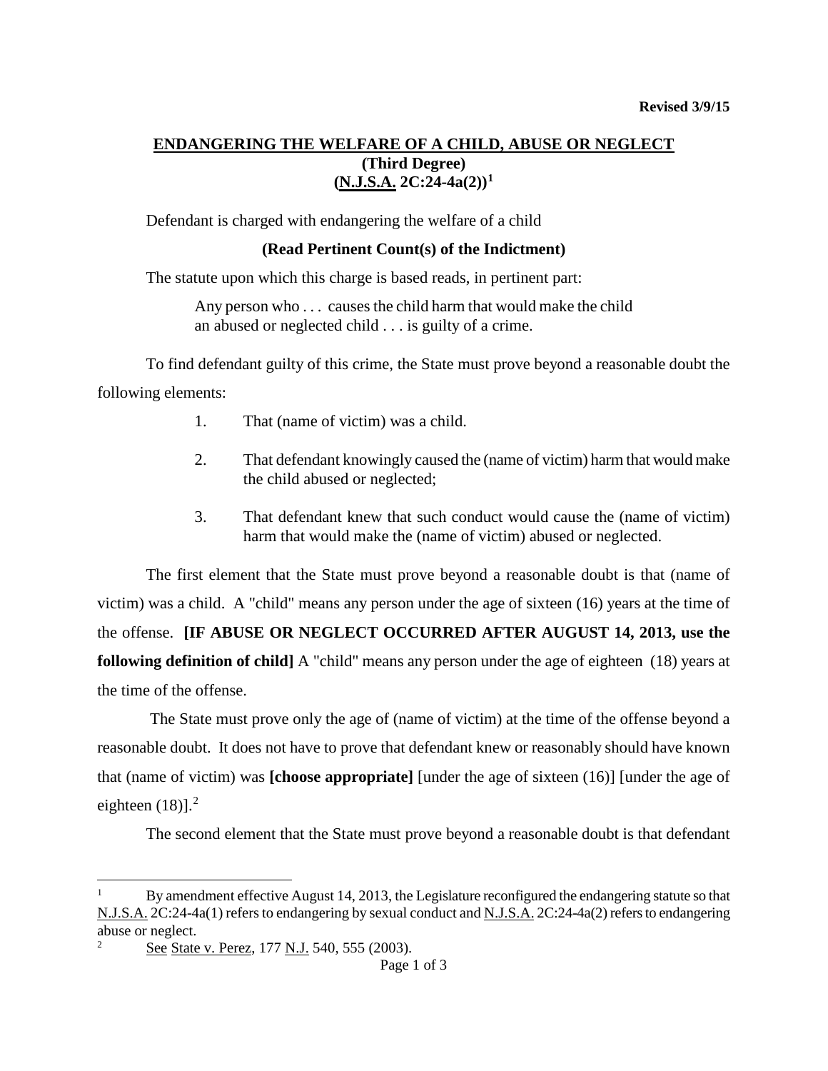**Revised 3/9/15**

# ENDANGERING THE WELFARE OF A CHILD, ABUSE OR NEGLECT
## (Third Degree)
## (N.J.S.A. 2C:24-4a(2))[1]

Defendant is charged with endangering the welfare of a child

**(Read Pertinent Count(s) of the Indictment)**

The statute upon which this charge is based reads, in pertinent part:

> Any person who . . . causes the child harm that would make the child an abused or neglected child . . . is guilty of a crime.

To find defendant guilty of this crime, the State must prove beyond a reasonable doubt the following elements:

1. That (name of victim) was a child.
2. That defendant knowingly caused the (name of victim) harm that would make the child abused or neglected;
3. That defendant knew that such conduct would cause the (name of victim) harm that would make the (name of victim) abused or neglected.

The first element that the State must prove beyond a reasonable doubt is that (name of victim) was a child. A "child" means any person under the age of sixteen (16) years at the time of the offense. **[IF ABUSE OR NEGLECT OCCURRED AFTER AUGUST 14, 2013, use the following definition of child]** A "child" means any person under the age of eighteen (18) years at the time of the offense.

The State must prove only the age of (name of victim) at the time of the offense beyond a reasonable doubt. It does not have to prove that defendant knew or reasonably should have known that (name of victim) was **[choose appropriate]** [under the age of sixteen (16)] [under the age of eighteen (18)].[2]

The second element that the State must prove beyond a reasonable doubt is that defendant

---

[1] By amendment effective August 14, 2013, the Legislature reconfigured the endangering statute so that N.J.S.A. 2C:24-4a(1) refers to endangering by sexual conduct and N.J.S.A. 2C:24-4a(2) refers to endangering abuse or neglect.

[2] See State v. Perez, 177 N.J. 540, 555 (2003).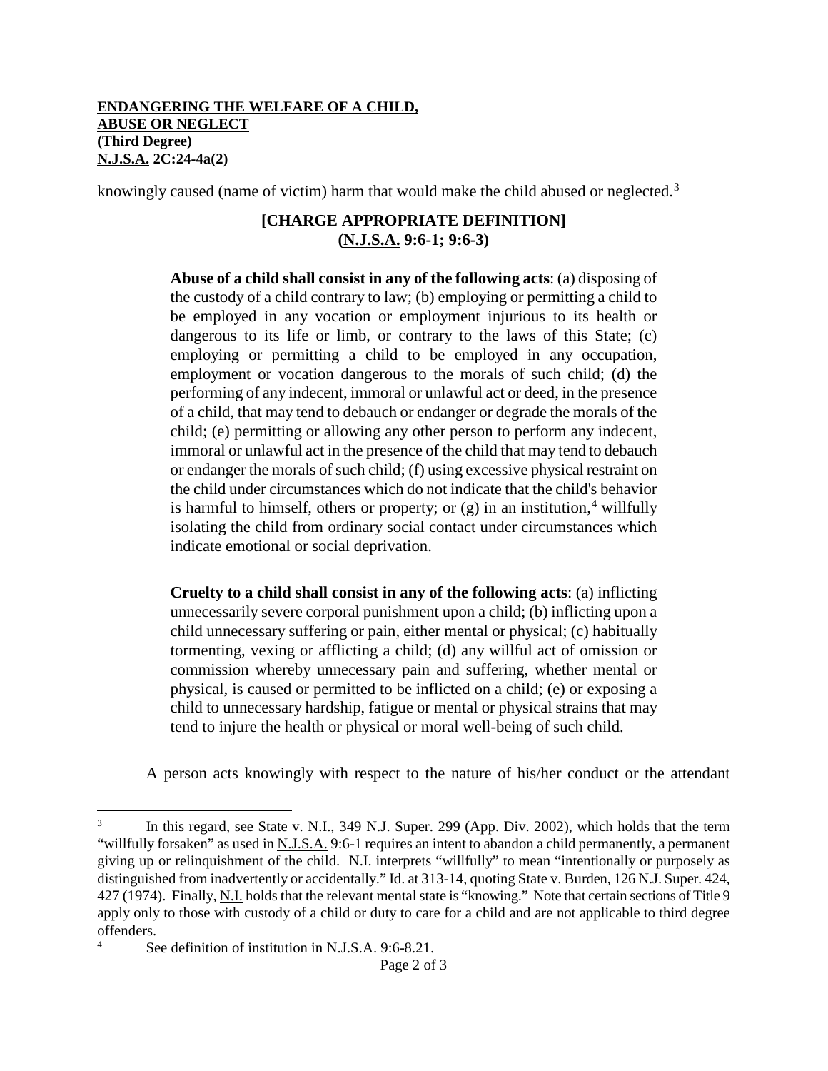**ENDANGERING THE WELFARE OF A CHILD,**
**ABUSE OR NEGLECT**
**(Third Degree)**
**N.J.S.A. 2C:24-4a(2)**

knowingly caused (name of victim) harm that would make the child abused or neglected.[3]

**[CHARGE APPROPRIATE DEFINITION]**
**(N.J.S.A. 9:6-1; 9:6-3)**

> **Abuse of a child shall consist in any of the following acts**: (a) disposing of the custody of a child contrary to law; (b) employing or permitting a child to be employed in any vocation or employment injurious to its health or dangerous to its life or limb, or contrary to the laws of this State; (c) employing or permitting a child to be employed in any occupation, employment or vocation dangerous to the morals of such child; (d) the performing of any indecent, immoral or unlawful act or deed, in the presence of a child, that may tend to debauch or endanger or degrade the morals of the child; (e) permitting or allowing any other person to perform any indecent, immoral or unlawful act in the presence of the child that may tend to debauch or endanger the morals of such child; (f) using excessive physical restraint on the child under circumstances which do not indicate that the child's behavior is harmful to himself, others or property; or (g) in an institution,[4] willfully isolating the child from ordinary social contact under circumstances which indicate emotional or social deprivation.
>
> **Cruelty to a child shall consist in any of the following acts**: (a) inflicting unnecessarily severe corporal punishment upon a child; (b) inflicting upon a child unnecessary suffering or pain, either mental or physical; (c) habitually tormenting, vexing or afflicting a child; (d) any willful act of omission or commission whereby unnecessary pain and suffering, whether mental or physical, is caused or permitted to be inflicted on a child; (e) or exposing a child to unnecessary hardship, fatigue or mental or physical strains that may tend to injure the health or physical or moral well-being of such child.

A person acts knowingly with respect to the nature of his/her conduct or the attendant

---

[3] In this regard, see State v. N.I., 349 N.J. Super. 299 (App. Div. 2002), which holds that the term "willfully forsaken" as used in N.J.S.A. 9:6-1 requires an intent to abandon a child permanently, a permanent giving up or relinquishment of the child. N.I. interprets "willfully" to mean "intentionally or purposely as distinguished from inadvertently or accidentally." Id. at 313-14, quoting State v. Burden, 126 N.J. Super. 424, 427 (1974). Finally, N.I. holds that the relevant mental state is "knowing." Note that certain sections of Title 9 apply only to those with custody of a child or duty to care for a child and are not applicable to third degree offenders.

[4] See definition of institution in N.J.S.A. 9:6-8.21.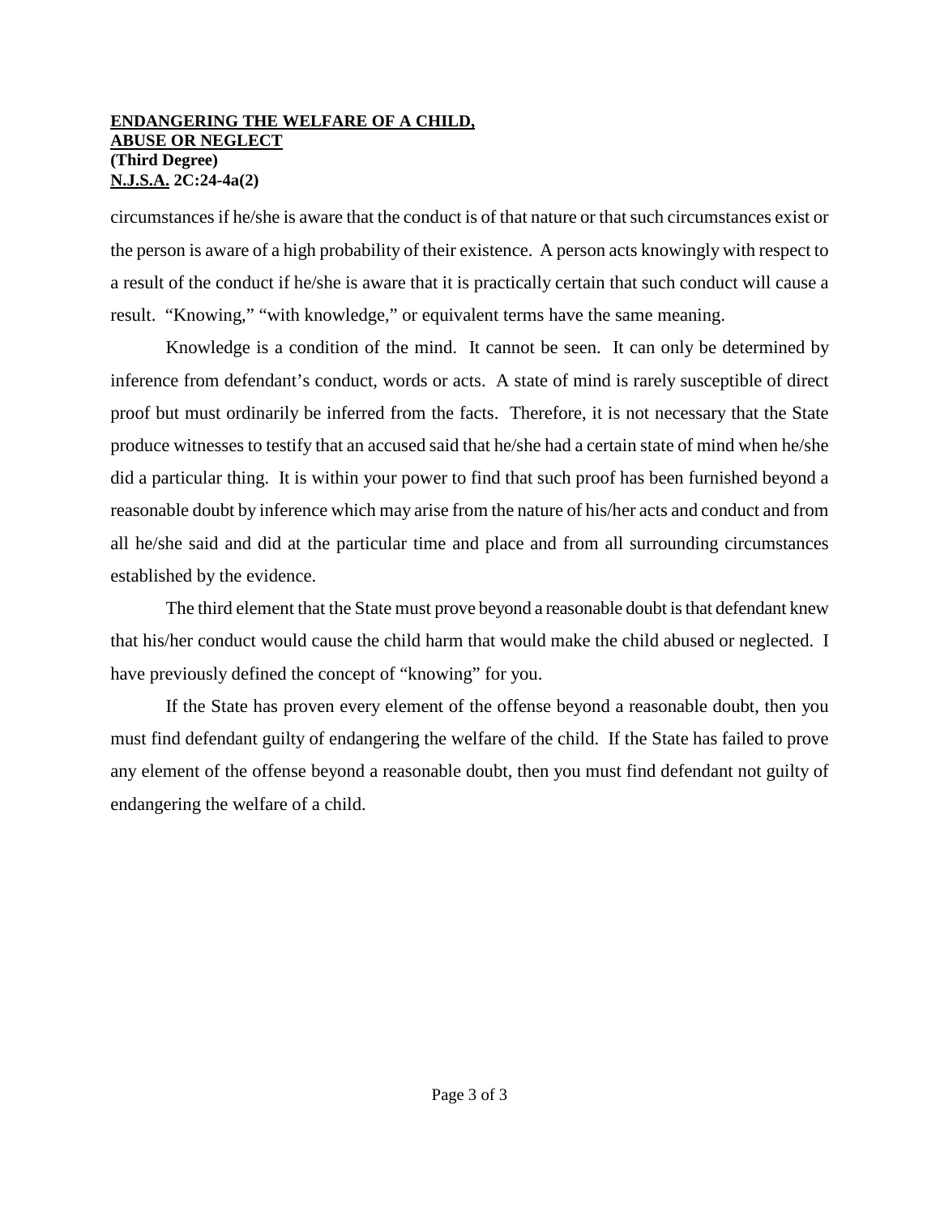circumstances if he/she is aware that the conduct is of that nature or that such circumstances exist or the person is aware of a high probability of their existence. A person acts knowingly with respect to a result of the conduct if he/she is aware that it is practically certain that such conduct will cause a result. "Knowing," "with knowledge," or equivalent terms have the same meaning.

Knowledge is a condition of the mind. It cannot be seen. It can only be determined by inference from defendant's conduct, words or acts. A state of mind is rarely susceptible of direct proof but must ordinarily be inferred from the facts. Therefore, it is not necessary that the State produce witnesses to testify that an accused said that he/she had a certain state of mind when he/she did a particular thing. It is within your power to find that such proof has been furnished beyond a reasonable doubt by inference which may arise from the nature of his/her acts and conduct and from all he/she said and did at the particular time and place and from all surrounding circumstances established by the evidence.

The third element that the State must prove beyond a reasonable doubt is that defendant knew that his/her conduct would cause the child harm that would make the child abused or neglected. I have previously defined the concept of "knowing" for you.

If the State has proven every element of the offense beyond a reasonable doubt, then you must find defendant guilty of endangering the welfare of the child. If the State has failed to prove any element of the offense beyond a reasonable doubt, then you must find defendant not guilty of endangering the welfare of a child.